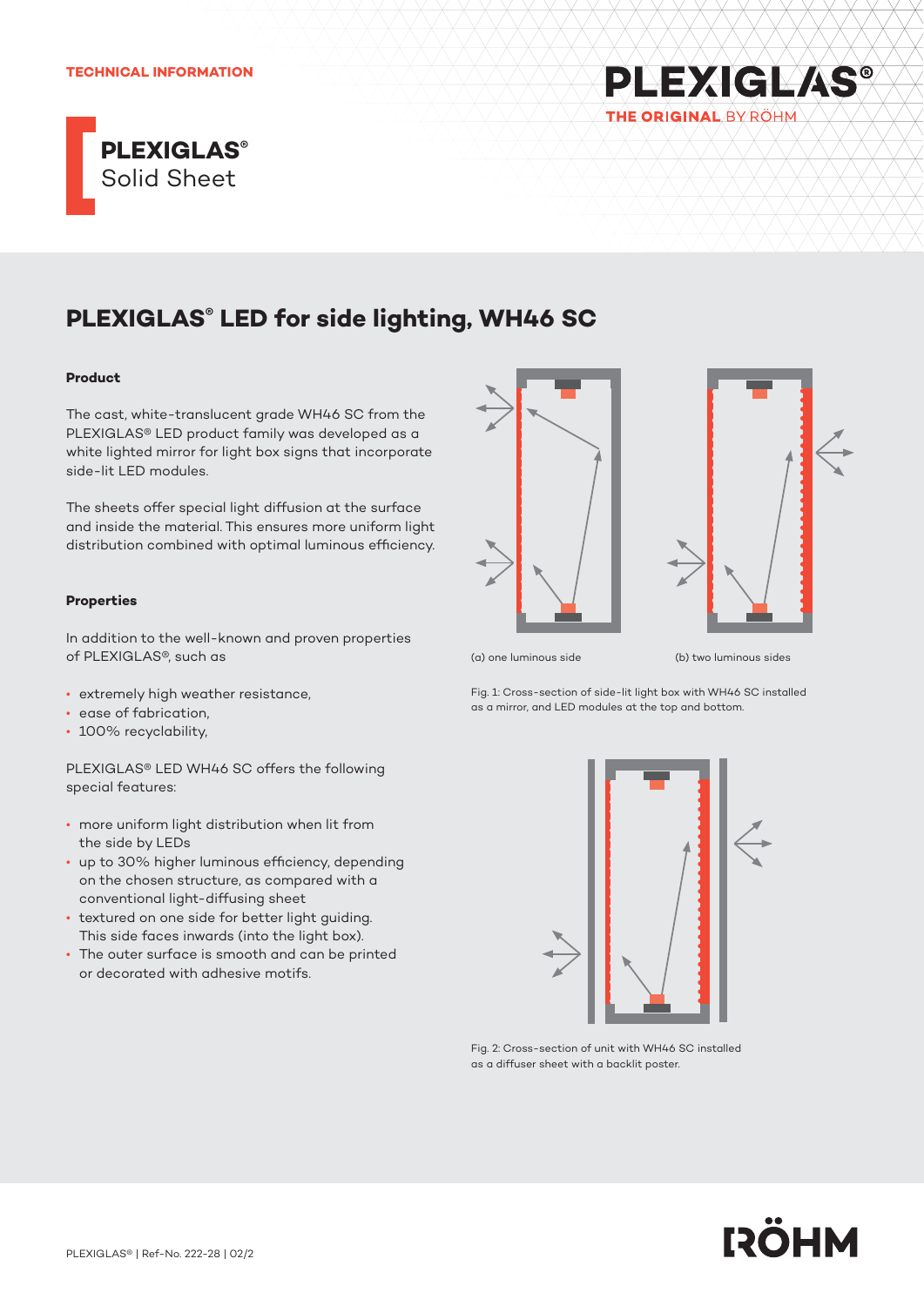TECHNICAL INFORMATION

**PLEXIGLAS®**
Solid Sheet

# PLEXIGLAS® LED for side lighting, WH46 SC

### Product

The cast, white-translucent grade WH46 SC from the PLEXIGLAS® LED product family was developed as a white lighted mirror for light box signs that incorporate side-lit LED modules.

The sheets offer special light diffusion at the surface and inside the material. This ensures more uniform light distribution combined with optimal luminous efficiency.

### Properties

In addition to the well-known and proven properties of PLEXIGLAS®, such as

- extremely high weather resistance,
- ease of fabrication,
- 100% recyclability,

PLEXIGLAS® LED WH46 SC offers the following special features:

- more uniform light distribution when lit from the side by LEDs
- up to 30% higher luminous efficiency, depending on the chosen structure, as compared with a conventional light-diffusing sheet
- textured on one side for better light guiding. This side faces inwards (into the light box).
- The outer surface is smooth and can be printed or decorated with adhesive motifs.

(a) one luminous side

(b) two luminous sides

Fig. 1: Cross-section of side-lit light box with WH46 SC installed as a mirror, and LED modules at the top and bottom.

Fig. 2: Cross-section of unit with WH46 SC installed as a diffuser sheet with a backlit poster.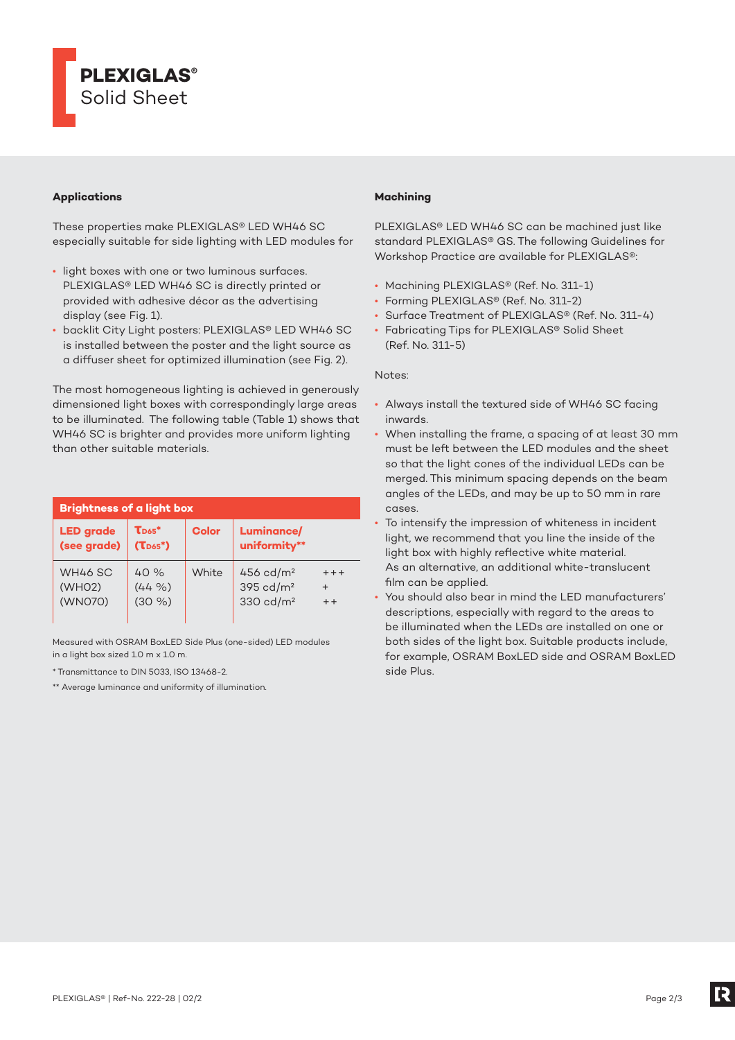# PLEXIGLAS®
Solid Sheet

## Applications

These properties make PLEXIGLAS® LED WH46 SC especially suitable for side lighting with LED modules for

- light boxes with one or two luminous surfaces. PLEXIGLAS® LED WH46 SC is directly printed or provided with adhesive décor as the advertising display (see Fig. 1).
- backlit City Light posters: PLEXIGLAS® LED WH46 SC is installed between the poster and the light source as a diffuser sheet for optimized illumination (see Fig. 2).

The most homogeneous lighting is achieved in generously dimensioned light boxes with correspondingly large areas to be illuminated. The following table (Table 1) shows that WH46 SC is brighter and provides more uniform lighting than other suitable materials.

**Brightness of a light box**

| LED grade (see grade) | $\tau_{D65}$* ($\tau_{D65}$*) | Color | Luminance/ uniformity** | |
|---|---|---|---|---|
| WH46 SC | 40 % | White | 456 cd/m² | +++ |
| (WH02) | (44 %) | | 395 cd/m² | + |
| (WN070) | (30 %) | | 330 cd/m² | ++ |

Measured with OSRAM BoxLED Side Plus (one-sided) LED modules in a light box sized 1.0 m x 1.0 m.

\* Transmittance to DIN 5033, ISO 13468-2.

\*\* Average luminance and uniformity of illumination.

## Machining

PLEXIGLAS® LED WH46 SC can be machined just like standard PLEXIGLAS® GS. The following Guidelines for Workshop Practice are available for PLEXIGLAS®:

- Machining PLEXIGLAS® (Ref. No. 311-1)
- Forming PLEXIGLAS® (Ref. No. 311-2)
- Surface Treatment of PLEXIGLAS® (Ref. No. 311-4)
- Fabricating Tips for PLEXIGLAS® Solid Sheet (Ref. No. 311-5)

Notes:

- Always install the textured side of WH46 SC facing inwards.
- When installing the frame, a spacing of at least 30 mm must be left between the LED modules and the sheet so that the light cones of the individual LEDs can be merged. This minimum spacing depends on the beam angles of the LEDs, and may be up to 50 mm in rare cases.
- To intensify the impression of whiteness in incident light, we recommend that you line the inside of the light box with highly reflective white material. As an alternative, an additional white-translucent film can be applied.
- You should also bear in mind the LED manufacturers' descriptions, especially with regard to the areas to be illuminated when the LEDs are installed on one or both sides of the light box. Suitable products include, for example, OSRAM BoxLED side and OSRAM BoxLED side Plus.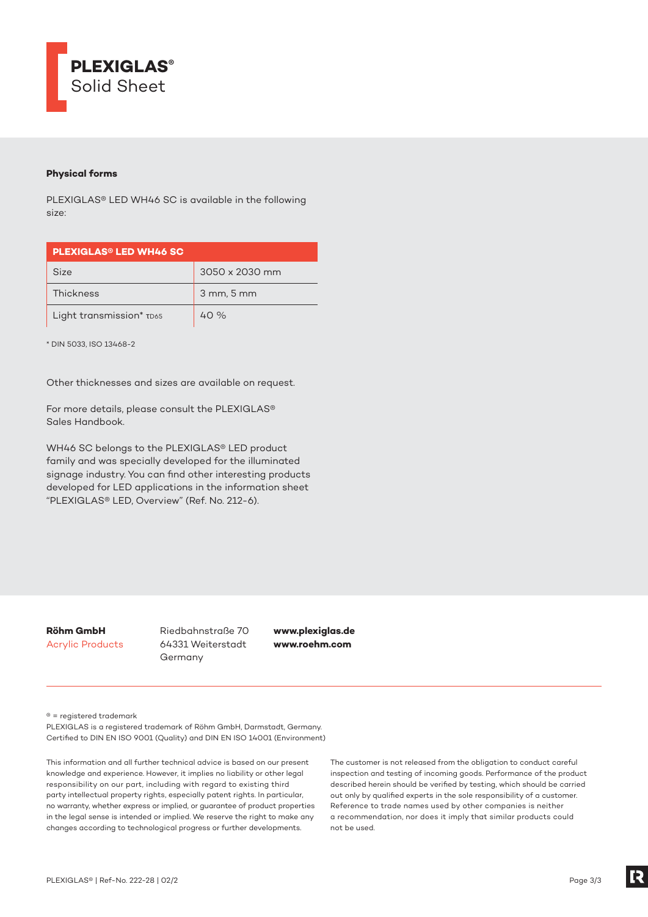# PLEXIGLAS®
Solid Sheet

**Physical forms**

PLEXIGLAS® LED WH46 SC is available in the following size:

| PLEXIGLAS® LED WH46 SC | |
|---|---|
| Size | 3050 x 2030 mm |
| Thickness | 3 mm, 5 mm |
| Light transmission* $\tau_{D65}$ | 40 % |

* DIN 5033, ISO 13468-2

Other thicknesses and sizes are available on request.

For more details, please consult the PLEXIGLAS® Sales Handbook.

WH46 SC belongs to the PLEXIGLAS® LED product family and was specially developed for the illuminated signage industry. You can find other interesting products developed for LED applications in the information sheet "PLEXIGLAS® LED, Overview" (Ref. No. 212-6).

**Röhm GmbH**
Acrylic Products

Riedbahnstraße 70
64331 Weiterstadt
Germany

**www.plexiglas.de**
**www.roehm.com**

® = registered trademark
PLEXIGLAS is a registered trademark of Röhm GmbH, Darmstadt, Germany.
Certified to DIN EN ISO 9001 (Quality) and DIN EN ISO 14001 (Environment)

This information and all further technical advice is based on our present knowledge and experience. However, it implies no liability or other legal responsibility on our part, including with regard to existing third party intellectual property rights, especially patent rights. In particular, no warranty, whether express or implied, or guarantee of product properties in the legal sense is intended or implied. We reserve the right to make any changes according to technological progress or further developments.

The customer is not released from the obligation to conduct careful inspection and testing of incoming goods. Performance of the product described herein should be verified by testing, which should be carried out only by qualified experts in the sole responsibility of a customer. Reference to trade names used by other companies is neither a recommendation, nor does it imply that similar products could not be used.

PLEXIGLAS® | Ref-No. 222-28 | 02/2